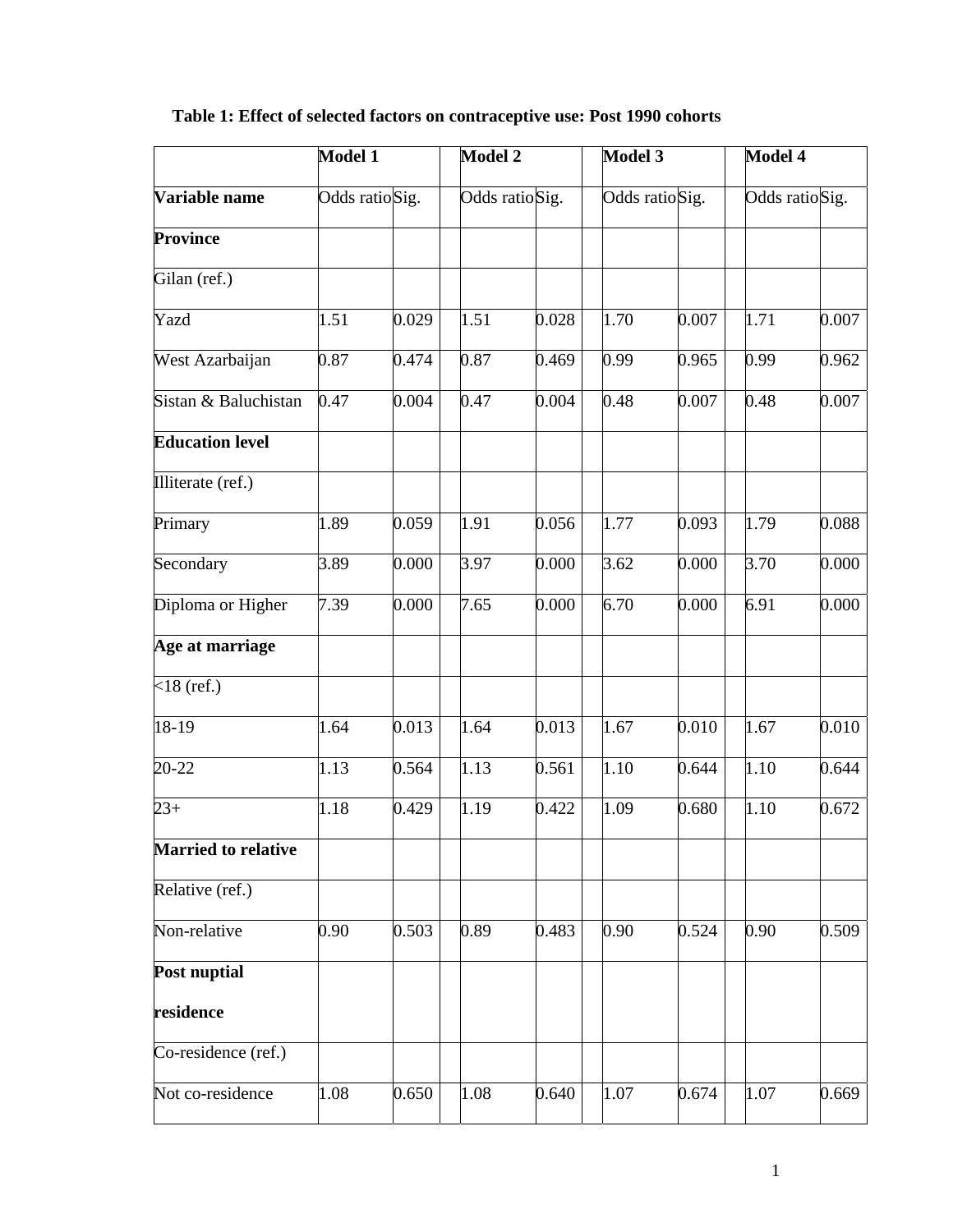**Table 1: Effect of selected factors on contraceptive use: Post 1990 cohorts**

| | Model 1 | | Model 2 | | Model 3 | | Model 4 | |
|---|---|---|---|---|---|---|---|---|
| **Variable name** | Odds ratio | Sig. | Odds ratio | Sig. | Odds ratio | Sig. | Odds ratio | Sig. |
| **Province** | | | | | | | | |
| Gilan (ref.) | | | | | | | | |
| Yazd | 1.51 | 0.029 | 1.51 | 0.028 | 1.70 | 0.007 | 1.71 | 0.007 |
| West Azarbaijan | 0.87 | 0.474 | 0.87 | 0.469 | 0.99 | 0.965 | 0.99 | 0.962 |
| Sistan & Baluchistan | 0.47 | 0.004 | 0.47 | 0.004 | 0.48 | 0.007 | 0.48 | 0.007 |
| **Education level** | | | | | | | | |
| Illiterate (ref.) | | | | | | | | |
| Primary | 1.89 | 0.059 | 1.91 | 0.056 | 1.77 | 0.093 | 1.79 | 0.088 |
| Secondary | 3.89 | 0.000 | 3.97 | 0.000 | 3.62 | 0.000 | 3.70 | 0.000 |
| Diploma or Higher | 7.39 | 0.000 | 7.65 | 0.000 | 6.70 | 0.000 | 6.91 | 0.000 |
| **Age at marriage** | | | | | | | | |
| <18 (ref.) | | | | | | | | |
| 18-19 | 1.64 | 0.013 | 1.64 | 0.013 | 1.67 | 0.010 | 1.67 | 0.010 |
| 20-22 | 1.13 | 0.564 | 1.13 | 0.561 | 1.10 | 0.644 | 1.10 | 0.644 |
| 23+ | 1.18 | 0.429 | 1.19 | 0.422 | 1.09 | 0.680 | 1.10 | 0.672 |
| **Married to relative** | | | | | | | | |
| Relative (ref.) | | | | | | | | |
| Non-relative | 0.90 | 0.503 | 0.89 | 0.483 | 0.90 | 0.524 | 0.90 | 0.509 |
| **Post nuptial residence** | | | | | | | | |
| Co-residence (ref.) | | | | | | | | |
| Not co-residence | 1.08 | 0.650 | 1.08 | 0.640 | 1.07 | 0.674 | 1.07 | 0.669 |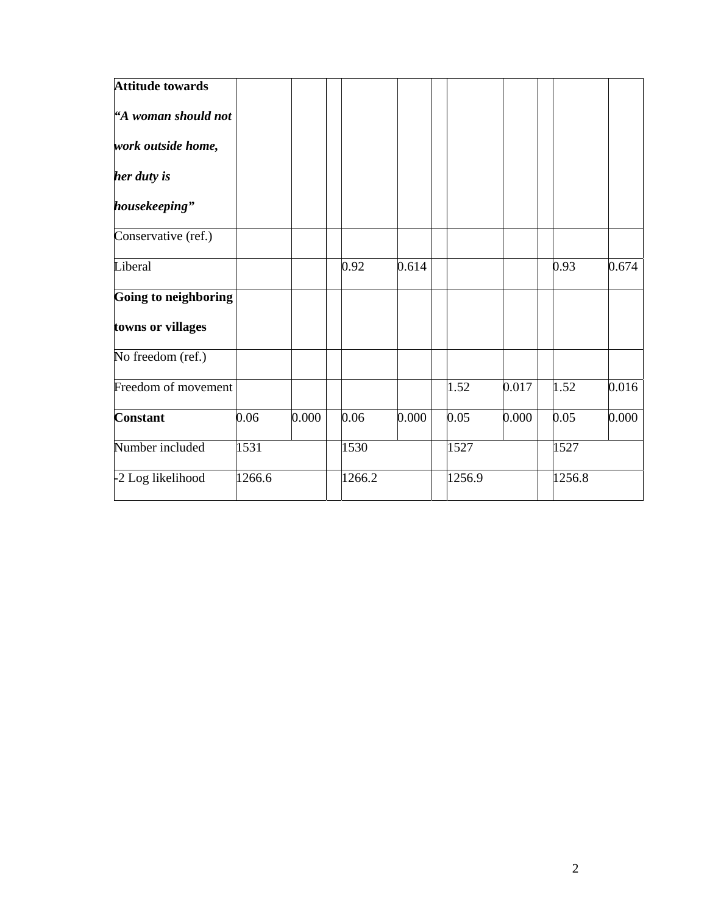| | | | | | | | | | | | |
|---|---|---|---|---|---|---|---|---|---|---|---|
| **Attitude towards *“A woman should not work outside home, her duty is housekeeping”*** | | | | | | | | | | | |
| Conservative (ref.) | | | | | | | | | | | |
| Liberal | | | | 0.92 | 0.614 | | | | | 0.93 | 0.674 |
| **Going to neighboring towns or villages** | | | | | | | | | | | |
| No freedom (ref.) | | | | | | | | | | | |
| Freedom of movement | | | | | | | 1.52 | 0.017 | | 1.52 | 0.016 |
| **Constant** | 0.06 | 0.000 | | 0.06 | 0.000 | | 0.05 | 0.000 | | 0.05 | 0.000 |
| Number included | 1531 | | | 1530 | | | 1527 | | | 1527 | |
| -2 Log likelihood | 1266.6 | | | 1266.2 | | | 1256.9 | | | 1256.8 | |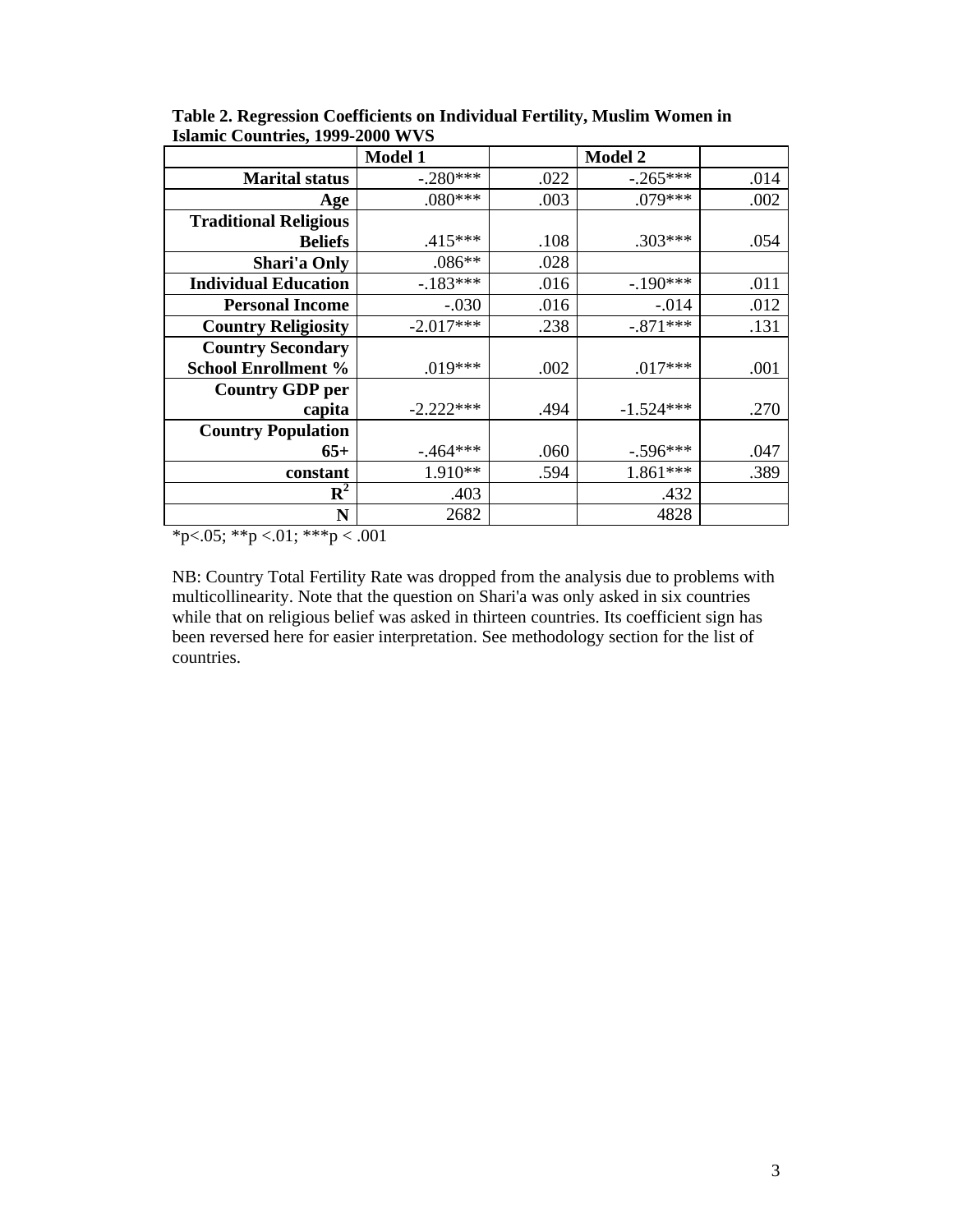**Table 2. Regression Coefficients on Individual Fertility, Muslim Women in Islamic Countries, 1999-2000 WVS**

| | Model 1 | | Model 2 | |
|---|---|---|---|---|
| **Marital status** | -.280*** | .022 | -.265*** | .014 |
| **Age** | .080*** | .003 | .079*** | .002 |
| **Traditional Religious Beliefs** | .415*** | .108 | .303*** | .054 |
| **Shari'a Only** | .086** | .028 | | |
| **Individual Education** | -.183*** | .016 | -.190*** | .011 |
| **Personal Income** | -.030 | .016 | -.014 | .012 |
| **Country Religiosity** | -2.017*** | .238 | -.871*** | .131 |
| **Country Secondary School Enrollment %** | .019*** | .002 | .017*** | .001 |
| **Country GDP per capita** | -2.222*** | .494 | -1.524*** | .270 |
| **Country Population 65+** | -.464*** | .060 | -.596*** | .047 |
| **constant** | 1.910** | .594 | 1.861*** | .389 |
| $R^2$ | .403 | | .432 | |
| **N** | 2682 | | 4828 | |

*p<.05; **p <.01; ***p < .001

NB: Country Total Fertility Rate was dropped from the analysis due to problems with multicollinearity. Note that the question on Shari'a was only asked in six countries while that on religious belief was asked in thirteen countries. Its coefficient sign has been reversed here for easier interpretation. See methodology section for the list of countries.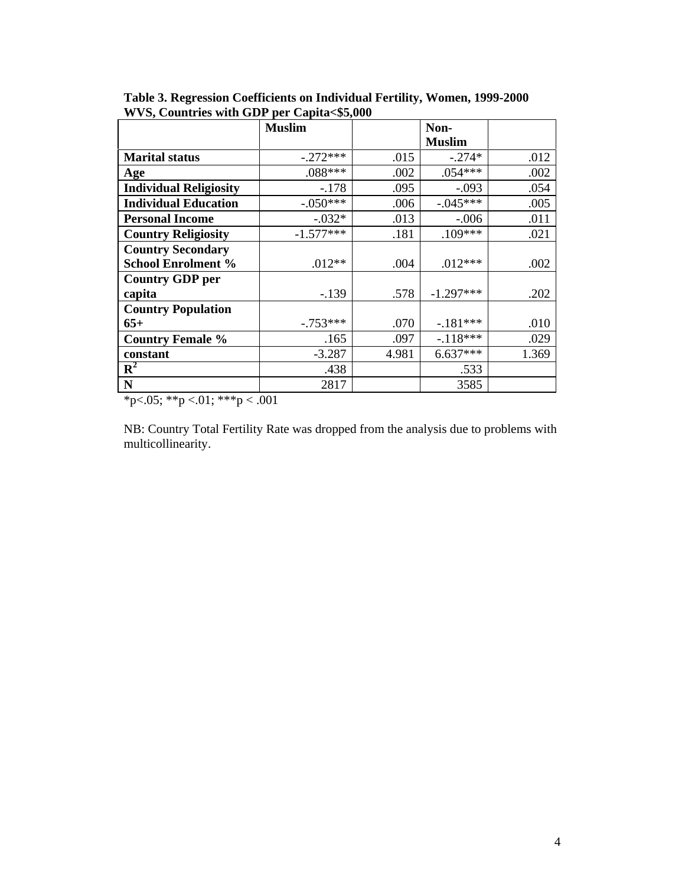**Table 3. Regression Coefficients on Individual Fertility, Women, 1999-2000 WVS, Countries with GDP per Capita<$5,000**

| | **Muslim** | | **Non-Muslim** | |
|---|---|---|---|---|
| **Marital status** | -.272*** | .015 | -.274* | .012 |
| **Age** | .088*** | .002 | .054*** | .002 |
| **Individual Religiosity** | -.178 | .095 | -.093 | .054 |
| **Individual Education** | -.050*** | .006 | -.045*** | .005 |
| **Personal Income** | -.032* | .013 | -.006 | .011 |
| **Country Religiosity** | -1.577*** | .181 | .109*** | .021 |
| **Country Secondary School Enrolment %** | .012** | .004 | .012*** | .002 |
| **Country GDP per capita** | -.139 | .578 | -1.297*** | .202 |
| **Country Population 65+** | -.753*** | .070 | -.181*** | .010 |
| **Country Female %** | .165 | .097 | -.118*** | .029 |
| **constant** | -3.287 | 4.981 | 6.637*** | 1.369 |
| **$R^2$** | .438 | | .533 | |
| **N** | 2817 | | 3585 | |

*p<.05; **p <.01; ***p < .001

NB: Country Total Fertility Rate was dropped from the analysis due to problems with multicollinearity.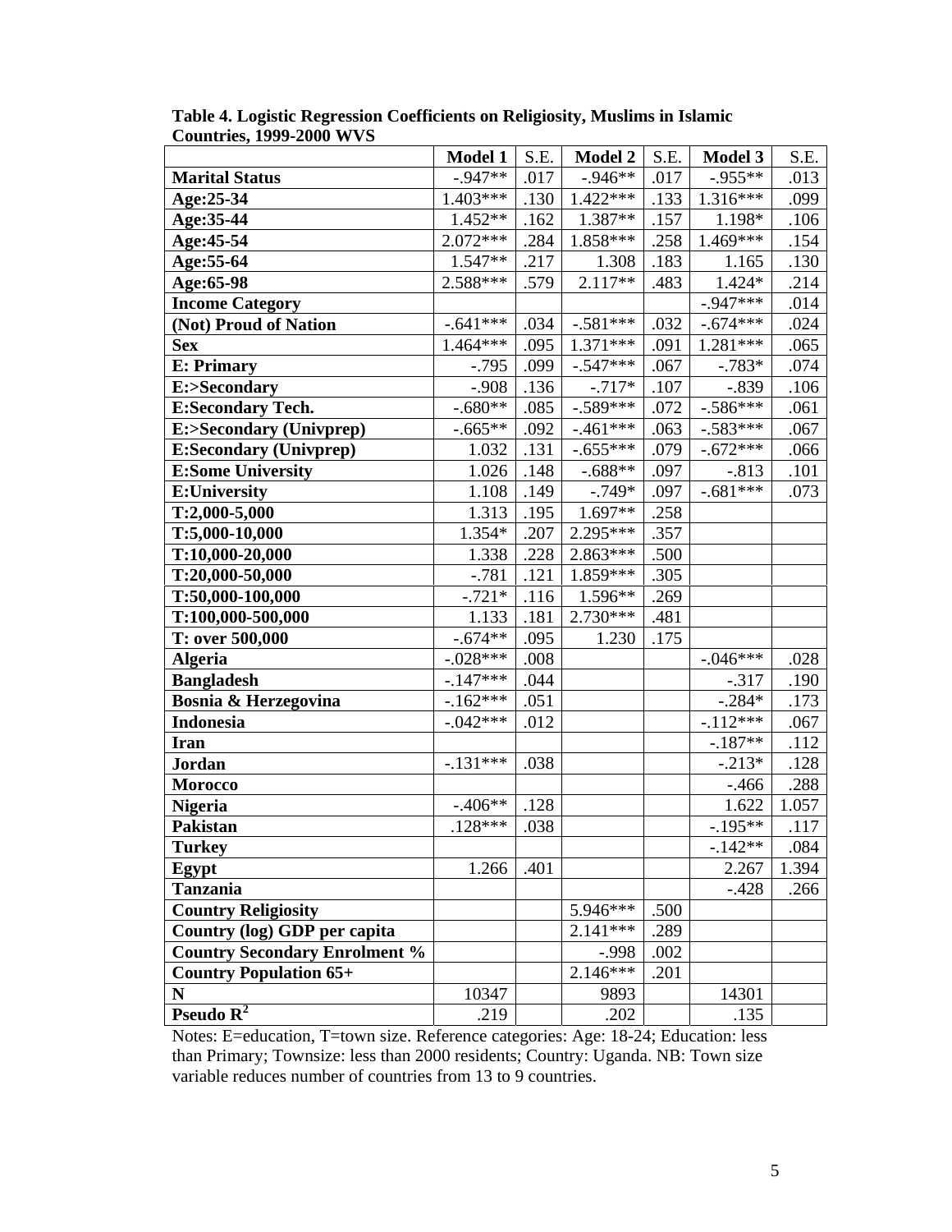**Table 4. Logistic Regression Coefficients on Religiosity, Muslims in Islamic Countries, 1999-2000 WVS**

| | Model 1 | S.E. | Model 2 | S.E. | Model 3 | S.E. |
|---|---|---|---|---|---|---|
| **Marital Status** | -.947** | .017 | -.946** | .017 | -.955** | .013 |
| **Age:25-34** | 1.403*** | .130 | 1.422*** | .133 | 1.316*** | .099 |
| **Age:35-44** | 1.452** | .162 | 1.387** | .157 | 1.198* | .106 |
| **Age:45-54** | 2.072*** | .284 | 1.858*** | .258 | 1.469*** | .154 |
| **Age:55-64** | 1.547** | .217 | 1.308 | .183 | 1.165 | .130 |
| **Age:65-98** | 2.588*** | .579 | 2.117** | .483 | 1.424* | .214 |
| **Income Category** | | | | | -.947*** | .014 |
| **(Not) Proud of Nation** | -.641*** | .034 | -.581*** | .032 | -.674*** | .024 |
| **Sex** | 1.464*** | .095 | 1.371*** | .091 | 1.281*** | .065 |
| **E: Primary** | -.795 | .099 | -.547*** | .067 | -.783* | .074 |
| **E:>Secondary** | -.908 | .136 | -.717* | .107 | -.839 | .106 |
| **E:Secondary Tech.** | -.680** | .085 | -.589*** | .072 | -.586*** | .061 |
| **E:>Secondary (Univprep)** | -.665** | .092 | -.461*** | .063 | -.583*** | .067 |
| **E:Secondary (Univprep)** | 1.032 | .131 | -.655*** | .079 | -.672*** | .066 |
| **E:Some University** | 1.026 | .148 | -.688** | .097 | -.813 | .101 |
| **E:University** | 1.108 | .149 | -.749* | .097 | -.681*** | .073 |
| **T:2,000-5,000** | 1.313 | .195 | 1.697** | .258 | | |
| **T:5,000-10,000** | 1.354* | .207 | 2.295*** | .357 | | |
| **T:10,000-20,000** | 1.338 | .228 | 2.863*** | .500 | | |
| **T:20,000-50,000** | -.781 | .121 | 1.859*** | .305 | | |
| **T:50,000-100,000** | -.721* | .116 | 1.596** | .269 | | |
| **T:100,000-500,000** | 1.133 | .181 | 2.730*** | .481 | | |
| **T: over 500,000** | -.674** | .095 | 1.230 | .175 | | |
| **Algeria** | -.028*** | .008 | | | -.046*** | .028 |
| **Bangladesh** | -.147*** | .044 | | | -.317 | .190 |
| **Bosnia & Herzegovina** | -.162*** | .051 | | | -.284* | .173 |
| **Indonesia** | -.042*** | .012 | | | -.112*** | .067 |
| **Iran** | | | | | -.187** | .112 |
| **Jordan** | -.131*** | .038 | | | -.213* | .128 |
| **Morocco** | | | | | -.466 | .288 |
| **Nigeria** | -.406** | .128 | | | 1.622 | 1.057 |
| **Pakistan** | .128*** | .038 | | | -.195** | .117 |
| **Turkey** | | | | | -.142** | .084 |
| **Egypt** | 1.266 | .401 | | | 2.267 | 1.394 |
| **Tanzania** | | | | | -.428 | .266 |
| **Country Religiosity** | | | 5.946*** | .500 | | |
| **Country (log) GDP per capita** | | | 2.141*** | .289 | | |
| **Country Secondary Enrolment %** | | | -.998 | .002 | | |
| **Country Population 65+** | | | 2.146*** | .201 | | |
| **N** | 10347 | | 9893 | | 14301 | |
| **Pseudo $R^2$** | .219 | | .202 | | .135 | |

Notes: E=education, T=town size. Reference categories: Age: 18-24; Education: less than Primary; Townsize: less than 2000 residents; Country: Uganda. NB: Town size variable reduces number of countries from 13 to 9 countries.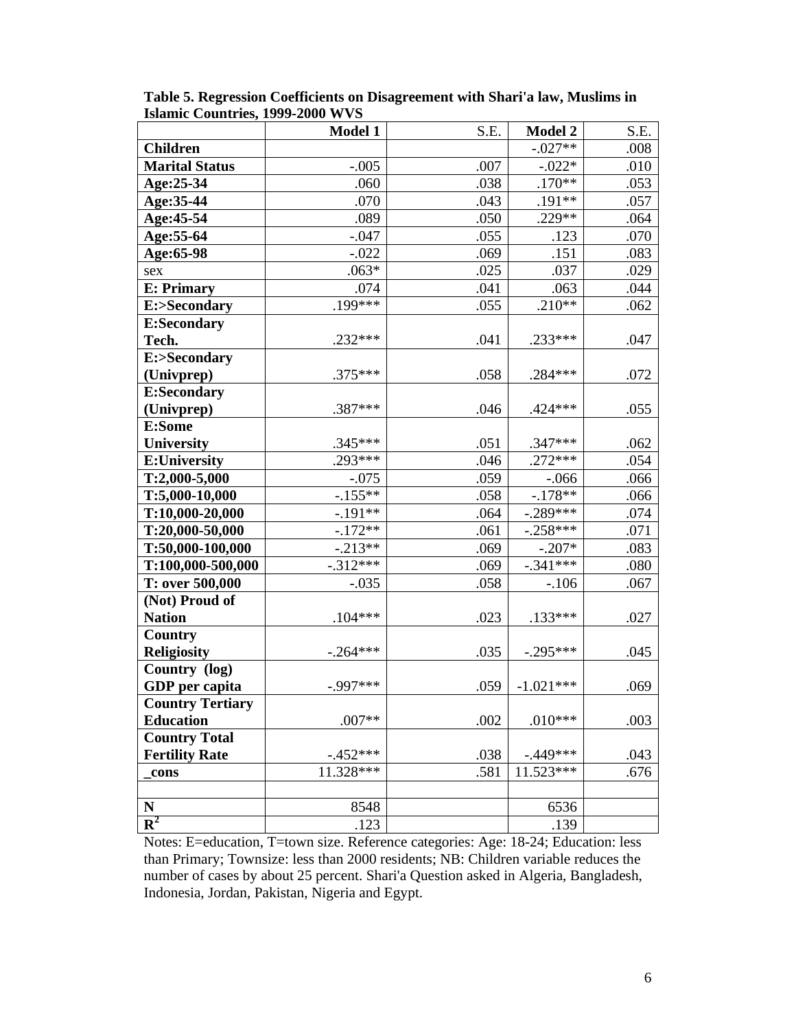**Table 5. Regression Coefficients on Disagreement with Shari'a law, Muslims in Islamic Countries, 1999-2000 WVS**

| | **Model 1** | S.E. | **Model 2** | S.E. |
|---|---|---|---|---|
| **Children** | | | -.027** | .008 |
| **Marital Status** | -.005 | .007 | -.022* | .010 |
| **Age:25-34** | .060 | .038 | .170** | .053 |
| **Age:35-44** | .070 | .043 | .191** | .057 |
| **Age:45-54** | .089 | .050 | .229** | .064 |
| **Age:55-64** | -.047 | .055 | .123 | .070 |
| **Age:65-98** | -.022 | .069 | .151 | .083 |
| sex | .063* | .025 | .037 | .029 |
| **E: Primary** | .074 | .041 | .063 | .044 |
| **E:>Secondary** | .199*** | .055 | .210** | .062 |
| **E:Secondary Tech.** | .232*** | .041 | .233*** | .047 |
| **E:>Secondary (Univprep)** | .375*** | .058 | .284*** | .072 |
| **E:Secondary (Univprep)** | .387*** | .046 | .424*** | .055 |
| **E:Some University** | .345*** | .051 | .347*** | .062 |
| **E:University** | .293*** | .046 | .272*** | .054 |
| **T:2,000-5,000** | -.075 | .059 | -.066 | .066 |
| **T:5,000-10,000** | -.155** | .058 | -.178** | .066 |
| **T:10,000-20,000** | -.191** | .064 | -.289*** | .074 |
| **T:20,000-50,000** | -.172** | .061 | -.258*** | .071 |
| **T:50,000-100,000** | -.213** | .069 | -.207* | .083 |
| **T:100,000-500,000** | -.312*** | .069 | -.341*** | .080 |
| **T: over 500,000** | -.035 | .058 | -.106 | .067 |
| **(Not) Proud of Nation** | .104*** | .023 | .133*** | .027 |
| **Country Religiosity** | -.264*** | .035 | -.295*** | .045 |
| **Country (log) GDP per capita** | -.997*** | .059 | -1.021*** | .069 |
| **Country Tertiary Education** | .007** | .002 | .010*** | .003 |
| **Country Total Fertility Rate** | -.452*** | .038 | -.449*** | .043 |
| **_cons** | 11.328*** | .581 | 11.523*** | .676 |
| | | | | |
| **N** | 8548 | | 6536 | |
| $R^2$ | .123 | | .139 | |

Notes: E=education, T=town size. Reference categories: Age: 18-24; Education: less than Primary; Townsize: less than 2000 residents; NB: Children variable reduces the number of cases by about 25 percent. Shari'a Question asked in Algeria, Bangladesh, Indonesia, Jordan, Pakistan, Nigeria and Egypt.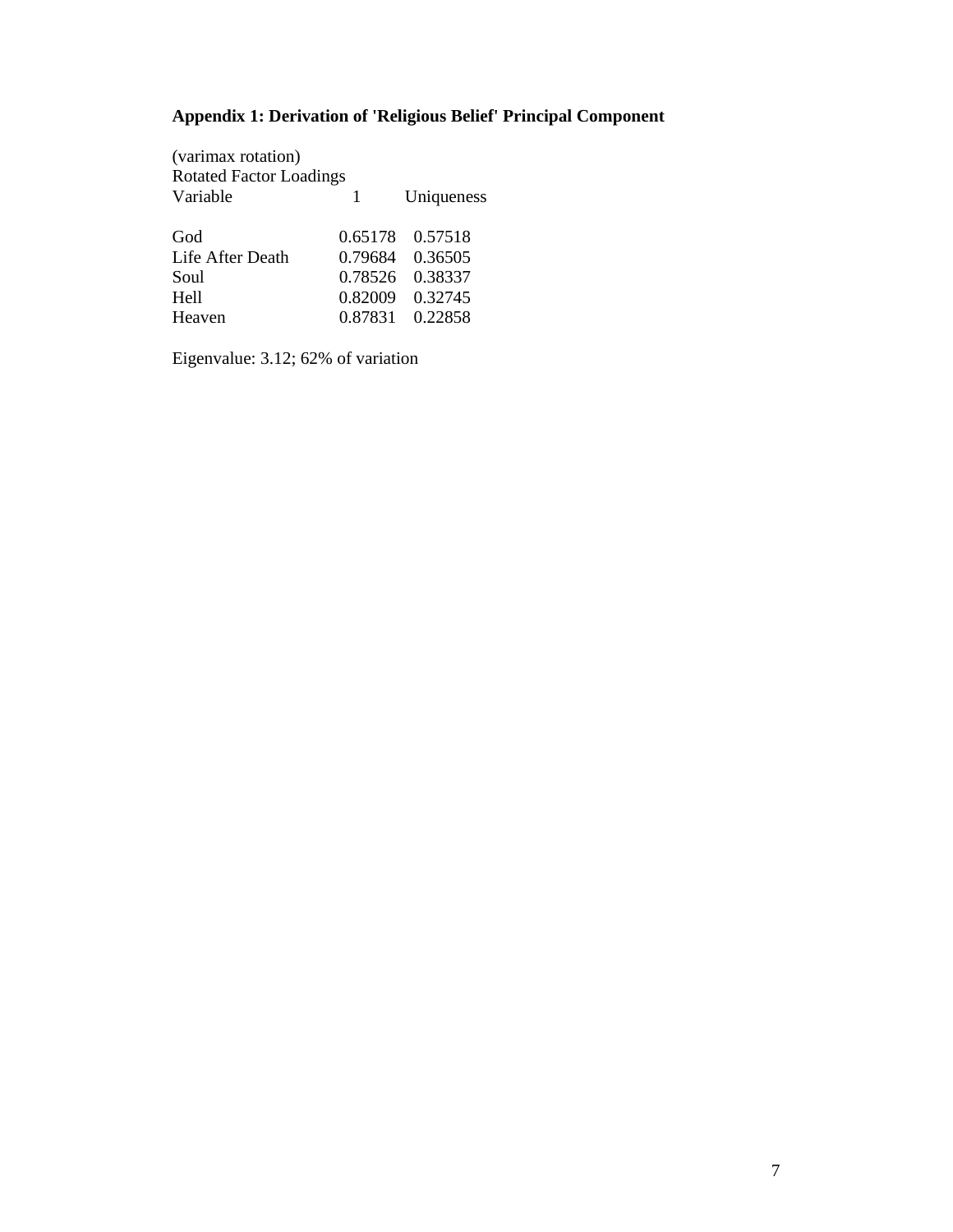## Appendix 1: Derivation of 'Religious Belief' Principal Component

(varimax rotation)
Rotated Factor Loadings

| Variable | 1 | Uniqueness |
|---|---|---|
| God | 0.65178 | 0.57518 |
| Life After Death | 0.79684 | 0.36505 |
| Soul | 0.78526 | 0.38337 |
| Hell | 0.82009 | 0.32745 |
| Heaven | 0.87831 | 0.22858 |

Eigenvalue: 3.12; 62% of variation